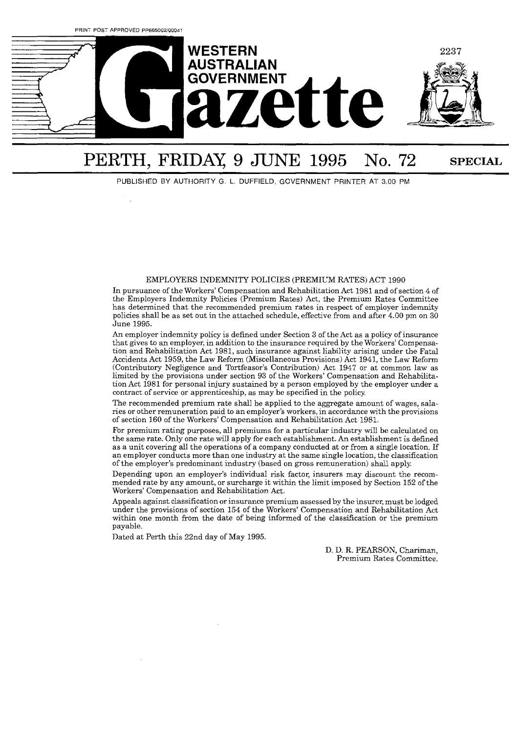PRINT POST APPROVED PP665002/00041

# WESTERN AUSTRALIAN GOVERNMENT Gazette

## PERTH, FRIDAY, 9 JUNE 1995 No. 72 SPECIAL

PUBLISHED BY AUTHORITY G. L. DUFFIELD, GOVERNMENT PRINTER AT 3.00 PM

### EMPLOYERS INDEMNITY POLICIES (PREMIUM RATES) ACT 1990

In pursuance of the Workers' Compensation and Rehabilitation Act 1981 and of section 4 of the Employers Indemnity Policies (Premium Rates) Act, the Premium Rates Committee has determined that the recommended premium rates in respect of employer indemnity policies shall be as set out in the attached schedule, effective from and after 4.00 pm on 30 June 1995.

An employer indemnity policy is defined under Section 3 of the Act as a policy of insurance that gives to an employer, in addition to the insurance required by the Workers' Compensation and Rehabilitation Act 1981, such insurance against liability arising under the Fatal Accidents Act 1959, the Law Reform (Miscellaneous Provisions) Act 1941, the Law Reform (Contributory Negligence and Tortfeasor's Contribution) Act 1947 or at common law as limited by the provisions under section 93 of the Workers' Compensation and Rehabilitation Act 1981 for personal injury sustained by a person employed by the employer under a contract of service or apprenticeship, as may be specified in the policy.

The recommended premium rate shall be applied to the aggregate amount of wages, salaries or other remuneration paid to an employer's workers, in accordance with the provisions of section 160 of the Workers' Compensation and Rehabilitation Act 1981.

For premium rating purposes, all premiums for a particular industry will be calculated on the same rate. Only one rate will apply for each establishment. An establishment is defined as a unit covering all the operations of a company conducted at or from a single location. If an employer conducts more than one industry at the same single location, the classification of the employer's predominant industry (based on gross remuneration) shall apply.

Depending upon an employer's individual risk factor, insurers may discount the recommended rate by any amount, or surcharge it within the limit imposed by Section 152 of the Workers' Compensation and Rehabilitation Act.

Appeals against classification or insurance premium assessed by the insurer, must be lodged under the provisions of section 154 of the Workers' Compensation and Rehabilitation Act within one month from the date of being informed of the classification or the premium payable.

Dated at Perth this 22nd day of May 1995.

D. D. R. PEARSON, Chariman,
Premium Rates Committee.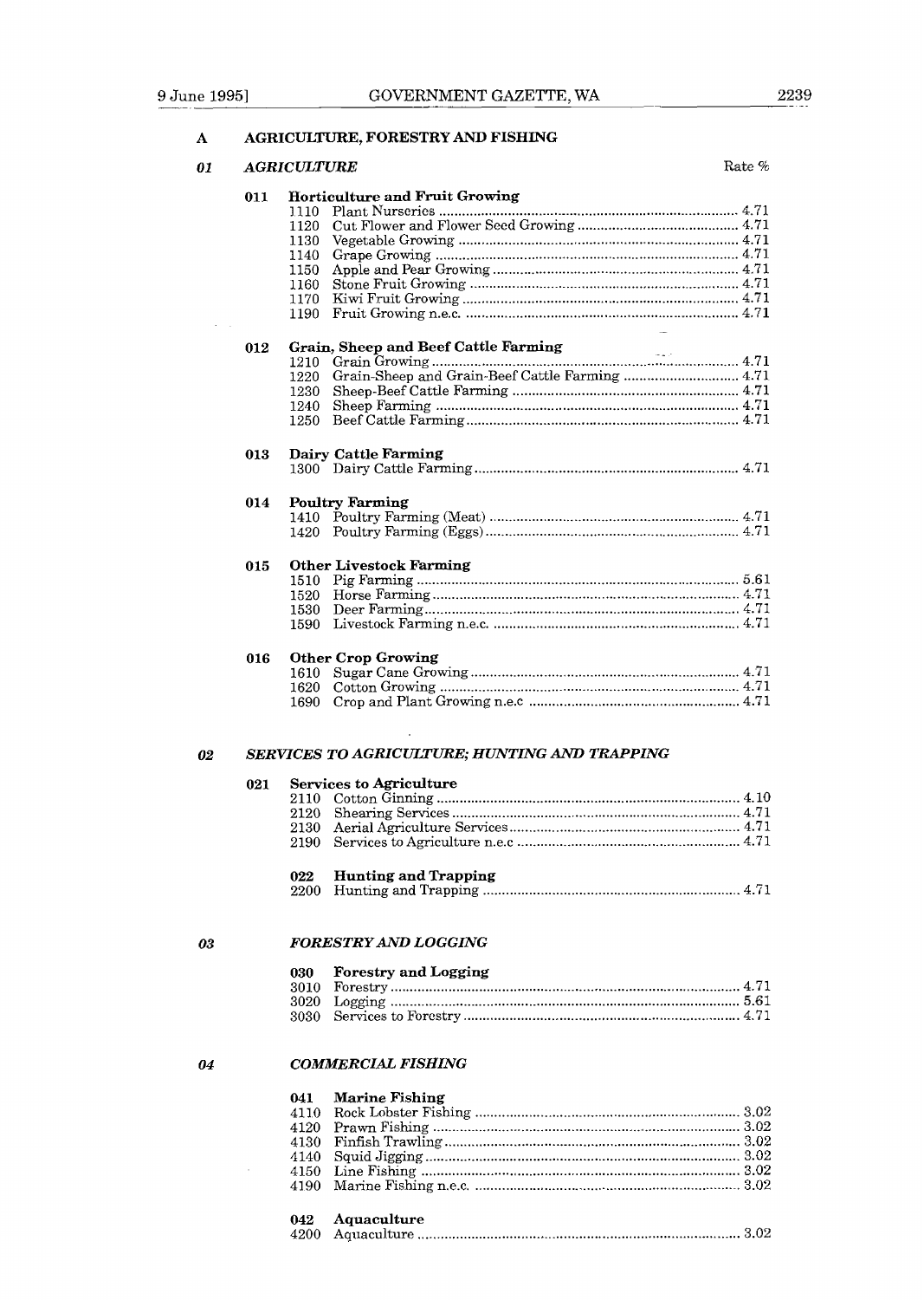# A AGRICULTURE, FORESTRY AND FISHING

## 01 *AGRICULTURE*

Rate %

### 011 Horticulture and Fruit Growing

| Code | Description | Rate % |
|---|---|---|
| 1110 | Plant Nurseries | 4.71 |
| 1120 | Cut Flower and Flower Seed Growing | 4.71 |
| 1130 | Vegetable Growing | 4.71 |
| 1140 | Grape Growing | 4.71 |
| 1150 | Apple and Pear Growing | 4.71 |
| 1160 | Stone Fruit Growing | 4.71 |
| 1170 | Kiwi Fruit Growing | 4.71 |
| 1190 | Fruit Growing n.e.c. | 4.71 |

### 012 Grain, Sheep and Beef Cattle Farming

| Code | Description | Rate % |
|---|---|---|
| 1210 | Grain Growing | 4.71 |
| 1220 | Grain-Sheep and Grain-Beef Cattle Farming | 4.71 |
| 1230 | Sheep-Beef Cattle Farming | 4.71 |
| 1240 | Sheep Farming | 4.71 |
| 1250 | Beef Cattle Farming | 4.71 |

### 013 Dairy Cattle Farming

| Code | Description | Rate % |
|---|---|---|
| 1300 | Dairy Cattle Farming | 4.71 |

### 014 Poultry Farming

| Code | Description | Rate % |
|---|---|---|
| 1410 | Poultry Farming (Meat) | 4.71 |
| 1420 | Poultry Farming (Eggs) | 4.71 |

### 015 Other Livestock Farming

| Code | Description | Rate % |
|---|---|---|
| 1510 | Pig Farming | 5.61 |
| 1520 | Horse Farming | 4.71 |
| 1530 | Deer Farming | 4.71 |
| 1590 | Livestock Farming n.e.c. | 4.71 |

### 016 Other Crop Growing

| Code | Description | Rate % |
|---|---|---|
| 1610 | Sugar Cane Growing | 4.71 |
| 1620 | Cotton Growing | 4.71 |
| 1690 | Crop and Plant Growing n.e.c | 4.71 |

## 02 *SERVICES TO AGRICULTURE; HUNTING AND TRAPPING*

### 021 Services to Agriculture

| Code | Description | Rate % |
|---|---|---|
| 2110 | Cotton Ginning | 4.10 |
| 2120 | Shearing Services | 4.71 |
| 2130 | Aerial Agriculture Services | 4.71 |
| 2190 | Services to Agriculture n.e.c | 4.71 |

### 022 Hunting and Trapping

| Code | Description | Rate % |
|---|---|---|
| 2200 | Hunting and Trapping | 4.71 |

## 03 *FORESTRY AND LOGGING*

### 030 Forestry and Logging

| Code | Description | Rate % |
|---|---|---|
| 3010 | Forestry | 4.71 |
| 3020 | Logging | 5.61 |
| 3030 | Services to Forestry | 4.71 |

## 04 *COMMERCIAL FISHING*

### 041 Marine Fishing

| Code | Description | Rate % |
|---|---|---|
| 4110 | Rock Lobster Fishing | 3.02 |
| 4120 | Prawn Fishing | 3.02 |
| 4130 | Finfish Trawling | 3.02 |
| 4140 | Squid Jigging | 3.02 |
| 4150 | Line Fishing | 3.02 |
| 4190 | Marine Fishing n.e.c. | 3.02 |

### 042 Aquaculture

| Code | Description | Rate % |
|---|---|---|
| 4200 | Aquaculture | 3.02 |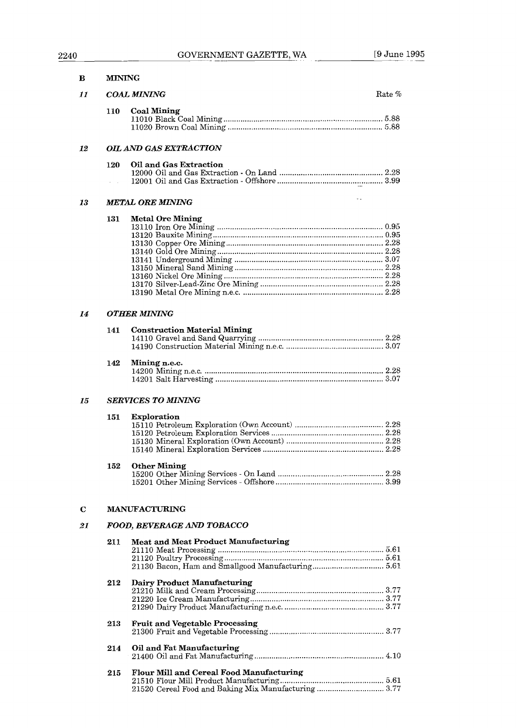**B MINING**

***11 COAL MINING*** — Rate %

**110 Coal Mining**

| Code | Description | Rate % |
|---|---|---|
| 11010 | Black Coal Mining | 5.88 |
| 11020 | Brown Coal Mining | 5.88 |

***12 OIL AND GAS EXTRACTION***

**120 Oil and Gas Extraction**

| Code | Description | Rate % |
|---|---|---|
| 12000 | Oil and Gas Extraction - On Land | 2.28 |
| 12001 | Oil and Gas Extraction - Offshore | 3.99 |

***13 METAL ORE MINING***

**131 Metal Ore Mining**

| Code | Description | Rate % |
|---|---|---|
| 13110 | Iron Ore Mining | 0.95 |
| 13120 | Bauxite Mining | 0.95 |
| 13130 | Copper Ore Mining | 2.28 |
| 13140 | Gold Ore Mining | 2.28 |
| 13141 | Underground Mining | 3.07 |
| 13150 | Mineral Sand Mining | 2.28 |
| 13160 | Nickel Ore Mining | 2.28 |
| 13170 | Silver-Lead-Zinc Ore Mining | 2.28 |
| 13190 | Metal Ore Mining n.e.c. | 2.28 |

***14 OTHER MINING***

**141 Construction Material Mining**

| Code | Description | Rate % |
|---|---|---|
| 14110 | Gravel and Sand Quarrying | 2.28 |
| 14190 | Construction Material Mining n.e.c. | 3.07 |

**142 Mining n.e.c.**

| Code | Description | Rate % |
|---|---|---|
| 14200 | Mining n.e.c. | 2.28 |
| 14201 | Salt Harvesting | 3.07 |

***15 SERVICES TO MINING***

**151 Exploration**

| Code | Description | Rate % |
|---|---|---|
| 15110 | Petroleum Exploration (Own Account) | 2.28 |
| 15120 | Petroleum Exploration Services | 2.28 |
| 15130 | Mineral Exploration (Own Account) | 2.28 |
| 15140 | Mineral Exploration Services | 2.28 |

**152 Other Mining**

| Code | Description | Rate % |
|---|---|---|
| 15200 | Other Mining Services - On Land | 2.28 |
| 15201 | Other Mining Services - Offshore | 3.99 |

**C MANUFACTURING**

***21 FOOD, BEVERAGE AND TOBACCO***

**211 Meat and Meat Product Manufacturing**

| Code | Description | Rate % |
|---|---|---|
| 21110 | Meat Processing | 5.61 |
| 21120 | Poultry Processing | 5.61 |
| 21130 | Bacon, Ham and Smallgood Manufacturing | 5.61 |

**212 Dairy Product Manufacturing**

| Code | Description | Rate % |
|---|---|---|
| 21210 | Milk and Cream Processing | 3.77 |
| 21220 | Ice Cream Manufacturing | 3.77 |
| 21290 | Dairy Product Manufacturing n.e.c. | 3.77 |

**213 Fruit and Vegetable Processing**

| Code | Description | Rate % |
|---|---|---|
| 21300 | Fruit and Vegetable Processing | 3.77 |

**214 Oil and Fat Manufacturing**

| Code | Description | Rate % |
|---|---|---|
| 21400 | Oil and Fat Manufacturing | 4.10 |

**215 Flour Mill and Cereal Food Manufacturing**

| Code | Description | Rate % |
|---|---|---|
| 21510 | Flour Mill Product Manufacturing | 5.61 |
| 21520 | Cereal Food and Baking Mix Manufacturing | 3.77 |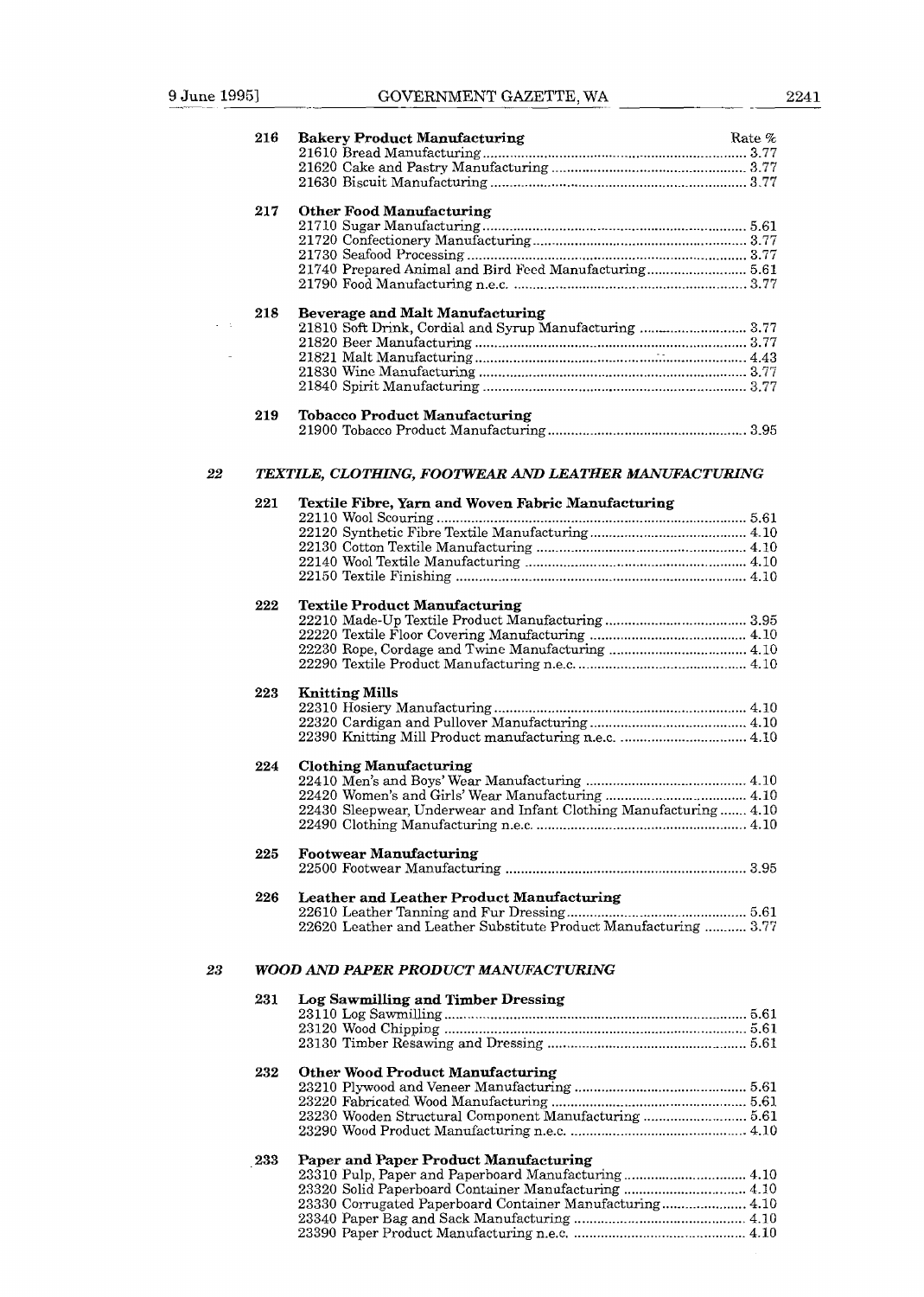**216 Bakery Product Manufacturing** — Rate %

21610 Bread Manufacturing .......... 3.77
21620 Cake and Pastry Manufacturing .......... 3.77
21630 Biscuit Manufacturing .......... 3.77

**217 Other Food Manufacturing**

21710 Sugar Manufacturing .......... 5.61
21720 Confectionery Manufacturing .......... 3.77
21730 Seafood Processing .......... 3.77
21740 Prepared Animal and Bird Feed Manufacturing .......... 5.61
21790 Food Manufacturing n.e.c. .......... 3.77

**218 Beverage and Malt Manufacturing**

21810 Soft Drink, Cordial and Syrup Manufacturing .......... 3.77
21820 Beer Manufacturing .......... 3.77
21821 Malt Manufacturing .......... 4.43
21830 Wine Manufacturing .......... 3.77
21840 Spirit Manufacturing .......... 3.77

**219 Tobacco Product Manufacturing**

21900 Tobacco Product Manufacturing .......... 3.95

## 22 *TEXTILE, CLOTHING, FOOTWEAR AND LEATHER MANUFACTURING*

**221 Textile Fibre, Yarn and Woven Fabric Manufacturing**

22110 Wool Scouring .......... 5.61
22120 Synthetic Fibre Textile Manufacturing .......... 4.10
22130 Cotton Textile Manufacturing .......... 4.10
22140 Wool Textile Manufacturing .......... 4.10
22150 Textile Finishing .......... 4.10

**222 Textile Product Manufacturing**

22210 Made-Up Textile Product Manufacturing .......... 3.95
22220 Textile Floor Covering Manufacturing .......... 4.10
22230 Rope, Cordage and Twine Manufacturing .......... 4.10
22290 Textile Product Manufacturing n.e.c. .......... 4.10

**223 Knitting Mills**

22310 Hosiery Manufacturing .......... 4.10
22320 Cardigan and Pullover Manufacturing .......... 4.10
22390 Knitting Mill Product manufacturing n.e.c. .......... 4.10

**224 Clothing Manufacturing**

22410 Men's and Boys' Wear Manufacturing .......... 4.10
22420 Women's and Girls' Wear Manufacturing .......... 4.10
22430 Sleepwear, Underwear and Infant Clothing Manufacturing .......... 4.10
22490 Clothing Manufacturing n.e.c. .......... 4.10

**225 Footwear Manufacturing**

22500 Footwear Manufacturing .......... 3.95

**226 Leather and Leather Product Manufacturing**

22610 Leather Tanning and Fur Dressing .......... 5.61
22620 Leather and Leather Substitute Product Manufacturing .......... 3.77

## 23 *WOOD AND PAPER PRODUCT MANUFACTURING*

**231 Log Sawmilling and Timber Dressing**

23110 Log Sawmilling .......... 5.61
23120 Wood Chipping .......... 5.61
23130 Timber Resawing and Dressing .......... 5.61

**232 Other Wood Product Manufacturing**

23210 Plywood and Veneer Manufacturing .......... 5.61
23220 Fabricated Wood Manufacturing .......... 5.61
23230 Wooden Structural Component Manufacturing .......... 5.61
23290 Wood Product Manufacturing n.e.c. .......... 4.10

**233 Paper and Paper Product Manufacturing**

23310 Pulp, Paper and Paperboard Manufacturing .......... 4.10
23320 Solid Paperboard Container Manufacturing .......... 4.10
23330 Corrugated Paperboard Container Manufacturing .......... 4.10
23340 Paper Bag and Sack Manufacturing .......... 4.10
23390 Paper Product Manufacturing n.e.c. .......... 4.10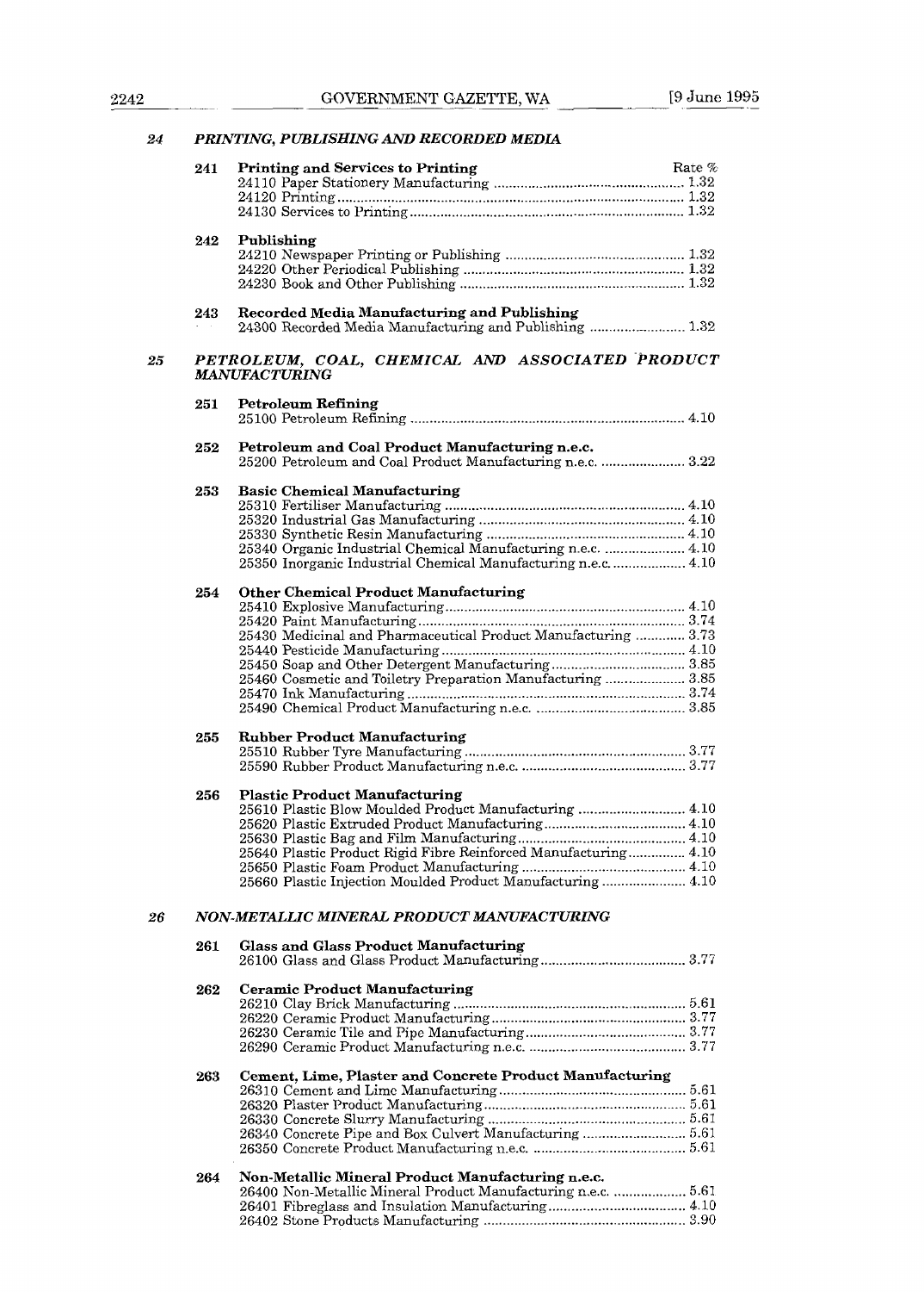## 24 PRINTING, PUBLISHING AND RECORDED MEDIA

### 241 Printing and Services to Printing

| | Rate % |
|---|---|
| 24110 Paper Stationery Manufacturing | 1.32 |
| 24120 Printing | 1.32 |
| 24130 Services to Printing | 1.32 |

### 242 Publishing

| | |
|---|---|
| 24210 Newspaper Printing or Publishing | 1.32 |
| 24220 Other Periodical Publishing | 1.32 |
| 24230 Book and Other Publishing | 1.32 |

### 243 Recorded Media Manufacturing and Publishing

| | |
|---|---|
| 24300 Recorded Media Manufacturing and Publishing | 1.32 |

## 25 PETROLEUM, COAL, CHEMICAL AND ASSOCIATED PRODUCT MANUFACTURING

### 251 Petroleum Refining

| | |
|---|---|
| 25100 Petroleum Refining | 4.10 |

### 252 Petroleum and Coal Product Manufacturing n.e.c.

| | |
|---|---|
| 25200 Petroleum and Coal Product Manufacturing n.e.c. | 3.22 |

### 253 Basic Chemical Manufacturing

| | |
|---|---|
| 25310 Fertiliser Manufacturing | 4.10 |
| 25320 Industrial Gas Manufacturing | 4.10 |
| 25330 Synthetic Resin Manufacturing | 4.10 |
| 25340 Organic Industrial Chemical Manufacturing n.e.c. | 4.10 |
| 25350 Inorganic Industrial Chemical Manufacturing n.e.c. | 4.10 |

### 254 Other Chemical Product Manufacturing

| | |
|---|---|
| 25410 Explosive Manufacturing | 4.10 |
| 25420 Paint Manufacturing | 3.74 |
| 25430 Medicinal and Pharmaceutical Product Manufacturing | 3.73 |
| 25440 Pesticide Manufacturing | 4.10 |
| 25450 Soap and Other Detergent Manufacturing | 3.85 |
| 25460 Cosmetic and Toiletry Preparation Manufacturing | 3.85 |
| 25470 Ink Manufacturing | 3.74 |
| 25490 Chemical Product Manufacturing n.e.c. | 3.85 |

### 255 Rubber Product Manufacturing

| | |
|---|---|
| 25510 Rubber Tyre Manufacturing | 3.77 |
| 25590 Rubber Product Manufacturing n.e.c. | 3.77 |

### 256 Plastic Product Manufacturing

| | |
|---|---|
| 25610 Plastic Blow Moulded Product Manufacturing | 4.10 |
| 25620 Plastic Extruded Product Manufacturing | 4.10 |
| 25630 Plastic Bag and Film Manufacturing | 4.10 |
| 25640 Plastic Product Rigid Fibre Reinforced Manufacturing | 4.10 |
| 25650 Plastic Foam Product Manufacturing | 4.10 |
| 25660 Plastic Injection Moulded Product Manufacturing | 4.10 |

## 26 NON-METALLIC MINERAL PRODUCT MANUFACTURING

### 261 Glass and Glass Product Manufacturing

| | |
|---|---|
| 26100 Glass and Glass Product Manufacturing | 3.77 |

### 262 Ceramic Product Manufacturing

| | |
|---|---|
| 26210 Clay Brick Manufacturing | 5.61 |
| 26220 Ceramic Product Manufacturing | 3.77 |
| 26230 Ceramic Tile and Pipe Manufacturing | 3.77 |
| 26290 Ceramic Product Manufacturing n.e.c. | 3.77 |

### 263 Cement, Lime, Plaster and Concrete Product Manufacturing

| | |
|---|---|
| 26310 Cement and Lime Manufacturing | 5.61 |
| 26320 Plaster Product Manufacturing | 5.61 |
| 26330 Concrete Slurry Manufacturing | 5.61 |
| 26340 Concrete Pipe and Box Culvert Manufacturing | 5.61 |
| 26350 Concrete Product Manufacturing n.e.c. | 5.61 |

### 264 Non-Metallic Mineral Product Manufacturing n.e.c.

| | |
|---|---|
| 26400 Non-Metallic Mineral Product Manufacturing n.e.c. | 5.61 |
| 26401 Fibreglass and Insulation Manufacturing | 4.10 |
| 26402 Stone Products Manufacturing | 3.90 |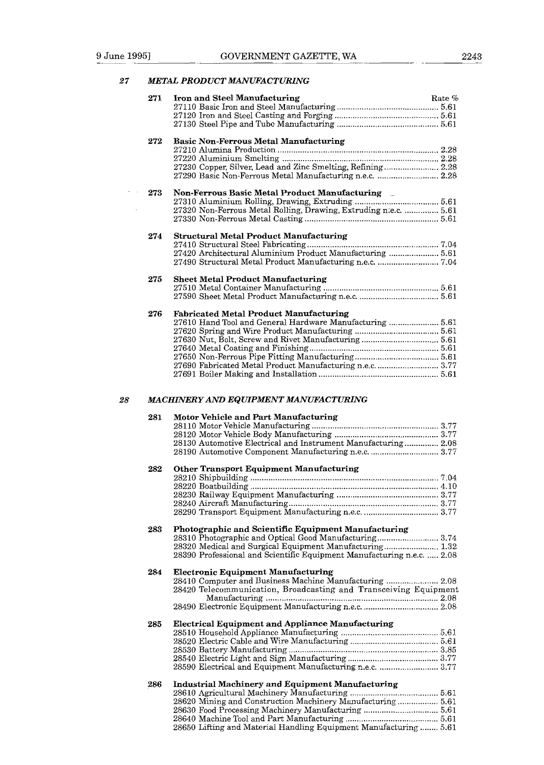## 27 *METAL PRODUCT MANUFACTURING*

### 271 Iron and Steel Manufacturing

| | Rate % |
|---|---|
| 27110 Basic Iron and Steel Manufacturing | 5.61 |
| 27120 Iron and Steel Casting and Forging | 5.61 |
| 27130 Steel Pipe and Tube Manufacturing | 5.61 |

### 272 Basic Non-Ferrous Metal Manufacturing

| | |
|---|---|
| 27210 Alumina Production | 2.28 |
| 27220 Aluminium Smelting | 2.28 |
| 27230 Copper, Silver, Lead and Zinc Smelting, Refining | 2.28 |
| 27290 Basic Non-Ferrous Metal Manufacturing n.e.c. | 2.28 |

### 273 Non-Ferrous Basic Metal Product Manufacturing

| | |
|---|---|
| 27310 Aluminium Rolling, Drawing, Extruding | 5.61 |
| 27320 Non-Ferrous Metal Rolling, Drawing, Extruding n.e.c. | 5.61 |
| 27330 Non-Ferrous Metal Casting | 5.61 |

### 274 Structural Metal Product Manufacturing

| | |
|---|---|
| 27410 Structural Steel Fabricating | 7.04 |
| 27420 Architectural Aluminium Product Manufacturing | 5.61 |
| 27490 Structural Metal Product Manufacturing n.e.c. | 7.04 |

### 275 Sheet Metal Product Manufacturing

| | |
|---|---|
| 27510 Metal Container Manufacturing | 5.61 |
| 27590 Sheet Metal Product Manufacturing n.e.c. | 5.61 |

### 276 Fabricated Metal Product Manufacturing

| | |
|---|---|
| 27610 Hand Tool and General Hardware Manufacturing | 5.61 |
| 27620 Spring and Wire Product Manufacturing | 5.61 |
| 27630 Nut, Bolt, Screw and Rivet Manufacturing | 5.61 |
| 27640 Metal Coating and Finishing | 5.61 |
| 27650 Non-Ferrous Pipe Fitting Manufacturing | 5.61 |
| 27690 Fabricated Metal Product Manufacturing n.e.c. | 3.77 |
| 27691 Boiler Making and Installation | 5.61 |

## 28 *MACHINERY AND EQUIPMENT MANUFACTURING*

### 281 Motor Vehicle and Part Manufacturing

| | |
|---|---|
| 28110 Motor Vehicle Manufacturing | 3.77 |
| 28120 Motor Vehicle Body Manufacturing | 3.77 |
| 28130 Automotive Electrical and Instrument Manufacturing | 2.08 |
| 28190 Automotive Component Manufacturing n.e.c. | 3.77 |

### 282 Other Transport Equipment Manufacturing

| | |
|---|---|
| 28210 Shipbuilding | 7.04 |
| 28220 Boatbuilding | 4.10 |
| 28230 Railway Equipment Manufacturing | 3.77 |
| 28240 Aircraft Manufacturing | 3.77 |
| 28290 Transport Equipment Manufacturing n.e.c. | 3.77 |

### 283 Photographic and Scientific Equipment Manufacturing

| | |
|---|---|
| 28310 Photographic and Optical Good Manufacturing | 3.74 |
| 28320 Medical and Surgical Equipment Manufacturing | 1.32 |
| 28390 Professional and Scientific Equipment Manufacturing n.e.c. | 2.08 |

### 284 Electronic Equipment Manufacturing

| | |
|---|---|
| 28410 Computer and Business Machine Manufacturing | 2.08 |
| 28420 Telecommunication, Broadcasting and Transceiving Equipment Manufacturing | 2.08 |
| 28490 Electronic Equipment Manufacturing n.e.c. | 2.08 |

### 285 Electrical Equipment and Appliance Manufacturing

| | |
|---|---|
| 28510 Household Appliance Manufacturing | 5.61 |
| 28520 Electric Cable and Wire Manufacturing | 5.61 |
| 28530 Battery Manufacturing | 3.85 |
| 28540 Electric Light and Sign Manufacturing | 3.77 |
| 28590 Electrical and Equipment Manufacturing n.e.c. | 3.77 |

### 286 Industrial Machinery and Equipment Manufacturing

| | |
|---|---|
| 28610 Agricultural Machinery Manufacturing | 5.61 |
| 28620 Mining and Construction Machinery Manufacturing | 5.61 |
| 28630 Food Processing Machinery Manufacturing | 5.61 |
| 28640 Machine Tool and Part Manufacturing | 5.61 |
| 28650 Lifting and Material Handling Equipment Manufacturing | 5.61 |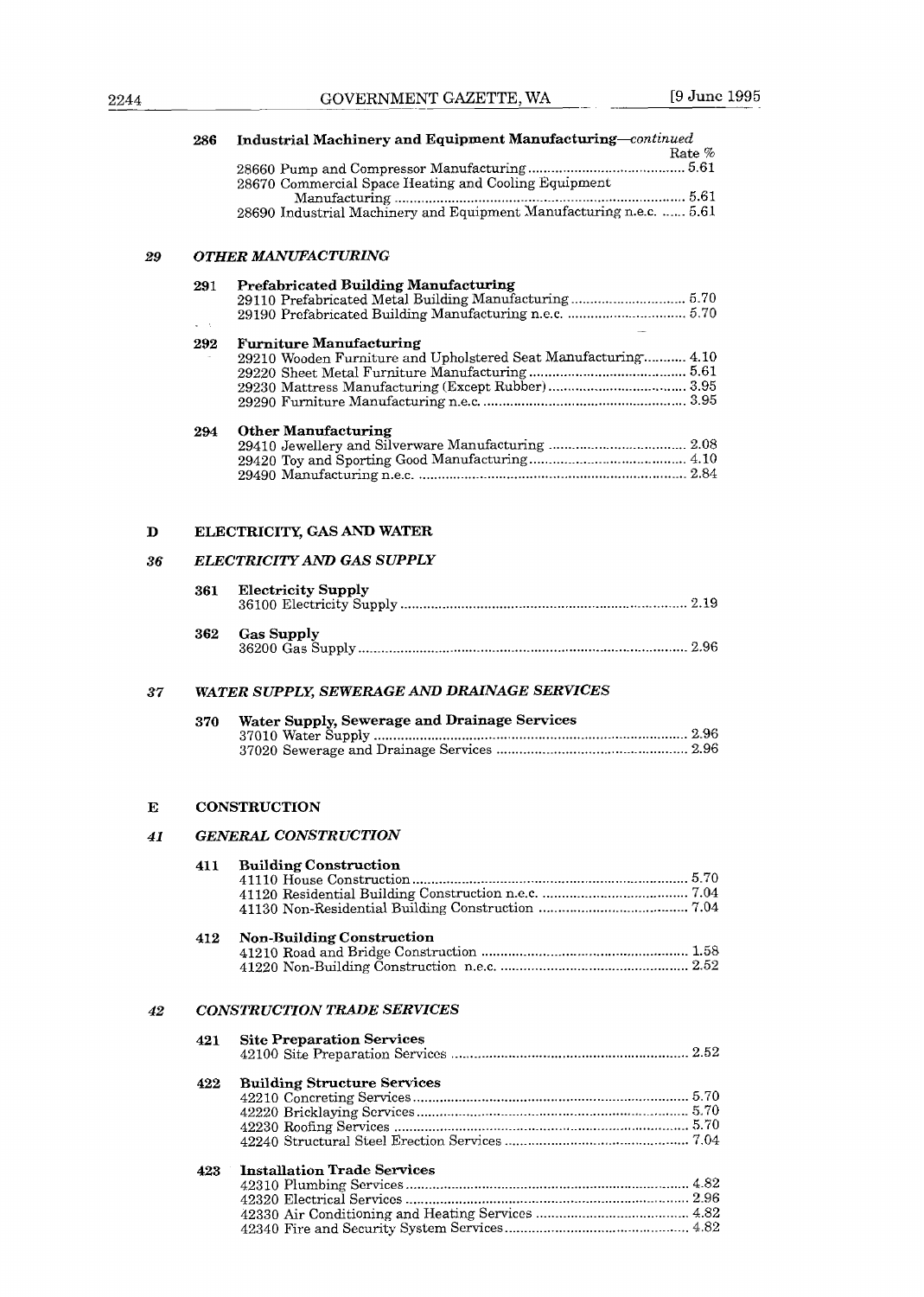**286 Industrial Machinery and Equipment Manufacturing**—*continued*

| | Rate % |
|---|---|
| 28660 Pump and Compressor Manufacturing | 5.61 |
| 28670 Commercial Space Heating and Cooling Equipment Manufacturing | 5.61 |
| 28690 Industrial Machinery and Equipment Manufacturing n.e.c. | 5.61 |

## 29 *OTHER MANUFACTURING*

**291 Prefabricated Building Manufacturing**

| | |
|---|---|
| 29110 Prefabricated Metal Building Manufacturing | 5.70 |
| 29190 Prefabricated Building Manufacturing n.e.c. | 5.70 |

**292 Furniture Manufacturing**

| | |
|---|---|
| 29210 Wooden Furniture and Upholstered Seat Manufacturing | 4.10 |
| 29220 Sheet Metal Furniture Manufacturing | 5.61 |
| 29230 Mattress Manufacturing (Except Rubber) | 3.95 |
| 29290 Furniture Manufacturing n.e.c. | 3.95 |

**294 Other Manufacturing**

| | |
|---|---|
| 29410 Jewellery and Silverware Manufacturing | 2.08 |
| 29420 Toy and Sporting Good Manufacturing | 4.10 |
| 29490 Manufacturing n.e.c. | 2.84 |

# D ELECTRICITY, GAS AND WATER

## 36 *ELECTRICITY AND GAS SUPPLY*

**361 Electricity Supply**

| | |
|---|---|
| 36100 Electricity Supply | 2.19 |

**362 Gas Supply**

| | |
|---|---|
| 36200 Gas Supply | 2.96 |

## 37 *WATER SUPPLY, SEWERAGE AND DRAINAGE SERVICES*

**370 Water Supply, Sewerage and Drainage Services**

| | |
|---|---|
| 37010 Water Supply | 2.96 |
| 37020 Sewerage and Drainage Services | 2.96 |

# E CONSTRUCTION

## 41 *GENERAL CONSTRUCTION*

**411 Building Construction**

| | |
|---|---|
| 41110 House Construction | 5.70 |
| 41120 Residential Building Construction n.e.c. | 7.04 |
| 41130 Non-Residential Building Construction | 7.04 |

**412 Non-Building Construction**

| | |
|---|---|
| 41210 Road and Bridge Construction | 1.58 |
| 41220 Non-Building Construction n.e.c. | 2.52 |

## 42 *CONSTRUCTION TRADE SERVICES*

**421 Site Preparation Services**

| | |
|---|---|
| 42100 Site Preparation Services | 2.52 |

**422 Building Structure Services**

| | |
|---|---|
| 42210 Concreting Services | 5.70 |
| 42220 Bricklaying Services | 5.70 |
| 42230 Roofing Services | 5.70 |
| 42240 Structural Steel Erection Services | 7.04 |

**423 Installation Trade Services**

| | |
|---|---|
| 42310 Plumbing Services | 4.82 |
| 42320 Electrical Services | 2.96 |
| 42330 Air Conditioning and Heating Services | 4.82 |
| 42340 Fire and Security System Services | 4.82 |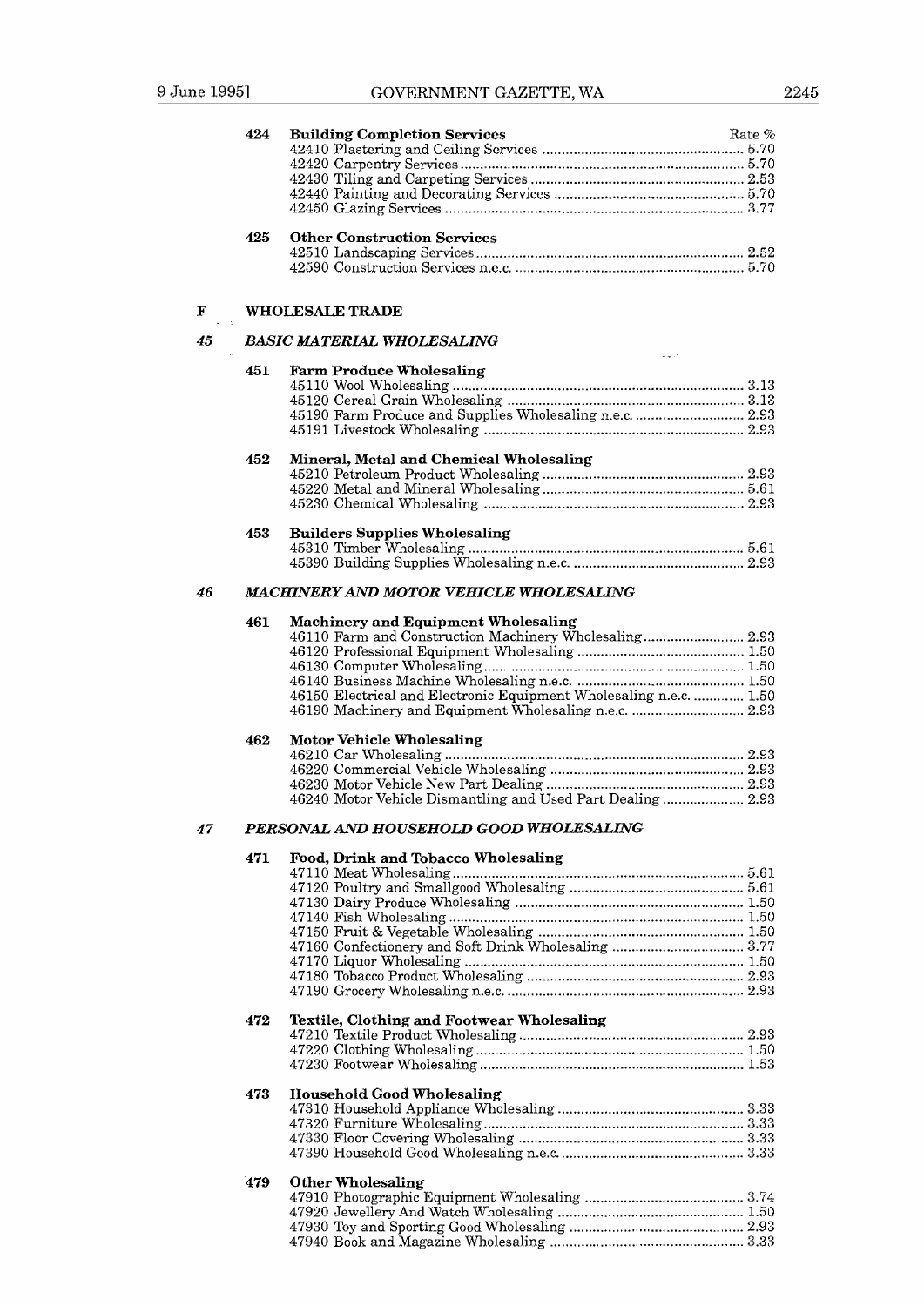**424 Building Completion Services** — Rate %

| Code | Description | Rate % |
|---|---|---|
| 42410 | Plastering and Ceiling Services | 5.70 |
| 42420 | Carpentry Services | 5.70 |
| 42430 | Tiling and Carpeting Services | 2.53 |
| 42440 | Painting and Decorating Services | 5.70 |
| 42450 | Glazing Services | 3.77 |

**425 Other Construction Services**

| Code | Description | Rate % |
|---|---|---|
| 42510 | Landscaping Services | 2.52 |
| 42590 | Construction Services n.e.c. | 5.70 |

## F WHOLESALE TRADE

### *45 BASIC MATERIAL WHOLESALING*

**451 Farm Produce Wholesaling**

| Code | Description | Rate % |
|---|---|---|
| 45110 | Wool Wholesaling | 3.13 |
| 45120 | Cereal Grain Wholesaling | 3.13 |
| 45190 | Farm Produce and Supplies Wholesaling n.e.c. | 2.93 |
| 45191 | Livestock Wholesaling | 2.93 |

**452 Mineral, Metal and Chemical Wholesaling**

| Code | Description | Rate % |
|---|---|---|
| 45210 | Petroleum Product Wholesaling | 2.93 |
| 45220 | Metal and Mineral Wholesaling | 5.61 |
| 45230 | Chemical Wholesaling | 2.93 |

**453 Builders Supplies Wholesaling**

| Code | Description | Rate % |
|---|---|---|
| 45310 | Timber Wholesaling | 5.61 |
| 45390 | Building Supplies Wholesaling n.e.c. | 2.93 |

### *46 MACHINERY AND MOTOR VEHICLE WHOLESALING*

**461 Machinery and Equipment Wholesaling**

| Code | Description | Rate % |
|---|---|---|
| 46110 | Farm and Construction Machinery Wholesaling | 2.93 |
| 46120 | Professional Equipment Wholesaling | 1.50 |
| 46130 | Computer Wholesaling | 1.50 |
| 46140 | Business Machine Wholesaling n.e.c. | 1.50 |
| 46150 | Electrical and Electronic Equipment Wholesaling n.e.c. | 1.50 |
| 46190 | Machinery and Equipment Wholesaling n.e.c. | 2.93 |

**462 Motor Vehicle Wholesaling**

| Code | Description | Rate % |
|---|---|---|
| 46210 | Car Wholesaling | 2.93 |
| 46220 | Commercial Vehicle Wholesaling | 2.93 |
| 46230 | Motor Vehicle New Part Dealing | 2.93 |
| 46240 | Motor Vehicle Dismantling and Used Part Dealing | 2.93 |

### *47 PERSONAL AND HOUSEHOLD GOOD WHOLESALING*

**471 Food, Drink and Tobacco Wholesaling**

| Code | Description | Rate % |
|---|---|---|
| 47110 | Meat Wholesaling | 5.61 |
| 47120 | Poultry and Smallgood Wholesaling | 5.61 |
| 47130 | Dairy Produce Wholesaling | 1.50 |
| 47140 | Fish Wholesaling | 1.50 |
| 47150 | Fruit & Vegetable Wholesaling | 1.50 |
| 47160 | Confectionery and Soft Drink Wholesaling | 3.77 |
| 47170 | Liquor Wholesaling | 1.50 |
| 47180 | Tobacco Product Wholesaling | 2.93 |
| 47190 | Grocery Wholesaling n.e.c. | 2.93 |

**472 Textile, Clothing and Footwear Wholesaling**

| Code | Description | Rate % |
|---|---|---|
| 47210 | Textile Product Wholesaling | 2.93 |
| 47220 | Clothing Wholesaling | 1.50 |
| 47230 | Footwear Wholesaling | 1.53 |

**473 Household Good Wholesaling**

| Code | Description | Rate % |
|---|---|---|
| 47310 | Household Appliance Wholesaling | 3.33 |
| 47320 | Furniture Wholesaling | 3.33 |
| 47330 | Floor Covering Wholesaling | 3.33 |
| 47390 | Household Good Wholesaling n.e.c. | 3.33 |

**479 Other Wholesaling**

| Code | Description | Rate % |
|---|---|---|
| 47910 | Photographic Equipment Wholesaling | 3.74 |
| 47920 | Jewellery And Watch Wholesaling | 1.50 |
| 47930 | Toy and Sporting Good Wholesaling | 2.93 |
| 47940 | Book and Magazine Wholesaling | 3.33 |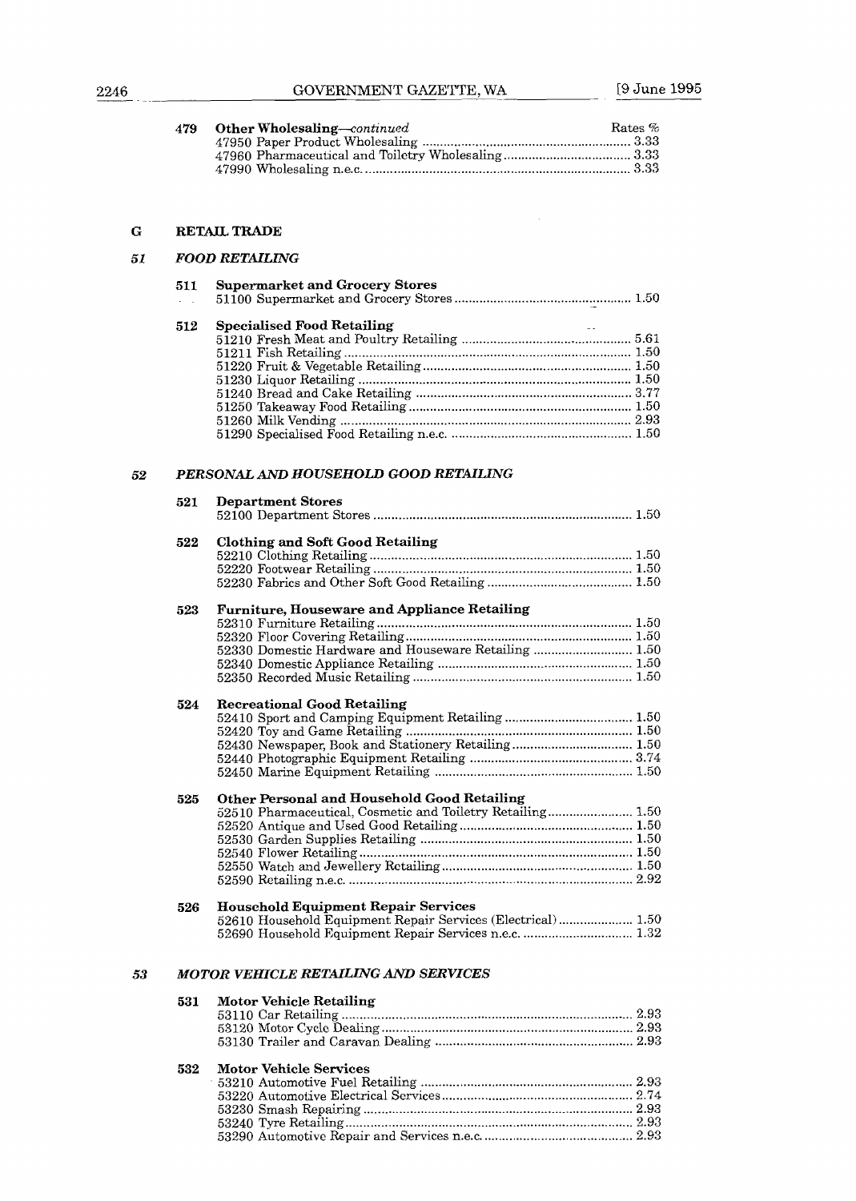**479 Other Wholesaling**—*continued* Rates %

| Code | Description | Rates % |
|---|---|---|
| 47950 | Paper Product Wholesaling | 3.33 |
| 47960 | Pharmaceutical and Toiletry Wholesaling | 3.33 |
| 47990 | Wholesaling n.e.c. | 3.33 |

## G RETAIL TRADE

### *51 FOOD RETAILING*

**511 Supermarket and Grocery Stores**

| Code | Description | Rates % |
|---|---|---|
| 51100 | Supermarket and Grocery Stores | 1.50 |

**512 Specialised Food Retailing**

| Code | Description | Rates % |
|---|---|---|
| 51210 | Fresh Meat and Poultry Retailing | 5.61 |
| 51211 | Fish Retailing | 1.50 |
| 51220 | Fruit & Vegetable Retailing | 1.50 |
| 51230 | Liquor Retailing | 1.50 |
| 51240 | Bread and Cake Retailing | 3.77 |
| 51250 | Takeaway Food Retailing | 1.50 |
| 51260 | Milk Vending | 2.93 |
| 51290 | Specialised Food Retailing n.e.c. | 1.50 |

### *52 PERSONAL AND HOUSEHOLD GOOD RETAILING*

**521 Department Stores**

| Code | Description | Rates % |
|---|---|---|
| 52100 | Department Stores | 1.50 |

**522 Clothing and Soft Good Retailing**

| Code | Description | Rates % |
|---|---|---|
| 52210 | Clothing Retailing | 1.50 |
| 52220 | Footwear Retailing | 1.50 |
| 52230 | Fabrics and Other Soft Good Retailing | 1.50 |

**523 Furniture, Houseware and Appliance Retailing**

| Code | Description | Rates % |
|---|---|---|
| 52310 | Furniture Retailing | 1.50 |
| 52320 | Floor Covering Retailing | 1.50 |
| 52330 | Domestic Hardware and Houseware Retailing | 1.50 |
| 52340 | Domestic Appliance Retailing | 1.50 |
| 52350 | Recorded Music Retailing | 1.50 |

**524 Recreational Good Retailing**

| Code | Description | Rates % |
|---|---|---|
| 52410 | Sport and Camping Equipment Retailing | 1.50 |
| 52420 | Toy and Game Retailing | 1.50 |
| 52430 | Newspaper, Book and Stationery Retailing | 1.50 |
| 52440 | Photographic Equipment Retailing | 3.74 |
| 52450 | Marine Equipment Retailing | 1.50 |

**525 Other Personal and Household Good Retailing**

| Code | Description | Rates % |
|---|---|---|
| 52510 | Pharmaceutical, Cosmetic and Toiletry Retailing | 1.50 |
| 52520 | Antique and Used Good Retailing | 1.50 |
| 52530 | Garden Supplies Retailing | 1.50 |
| 52540 | Flower Retailing | 1.50 |
| 52550 | Watch and Jewellery Retailing | 1.50 |
| 52590 | Retailing n.e.c. | 2.92 |

**526 Household Equipment Repair Services**

| Code | Description | Rates % |
|---|---|---|
| 52610 | Household Equipment Repair Services (Electrical) | 1.50 |
| 52690 | Household Equipment Repair Services n.e.c. | 1.32 |

### *53 MOTOR VEHICLE RETAILING AND SERVICES*

**531 Motor Vehicle Retailing**

| Code | Description | Rates % |
|---|---|---|
| 53110 | Car Retailing | 2.93 |
| 53120 | Motor Cycle Dealing | 2.93 |
| 53130 | Trailer and Caravan Dealing | 2.93 |

**532 Motor Vehicle Services**

| Code | Description | Rates % |
|---|---|---|
| 53210 | Automotive Fuel Retailing | 2.93 |
| 53220 | Automotive Electrical Services | 2.74 |
| 53230 | Smash Repairing | 2.93 |
| 53240 | Tyre Retailing | 2.93 |
| 53290 | Automotive Repair and Services n.e.c. | 2.93 |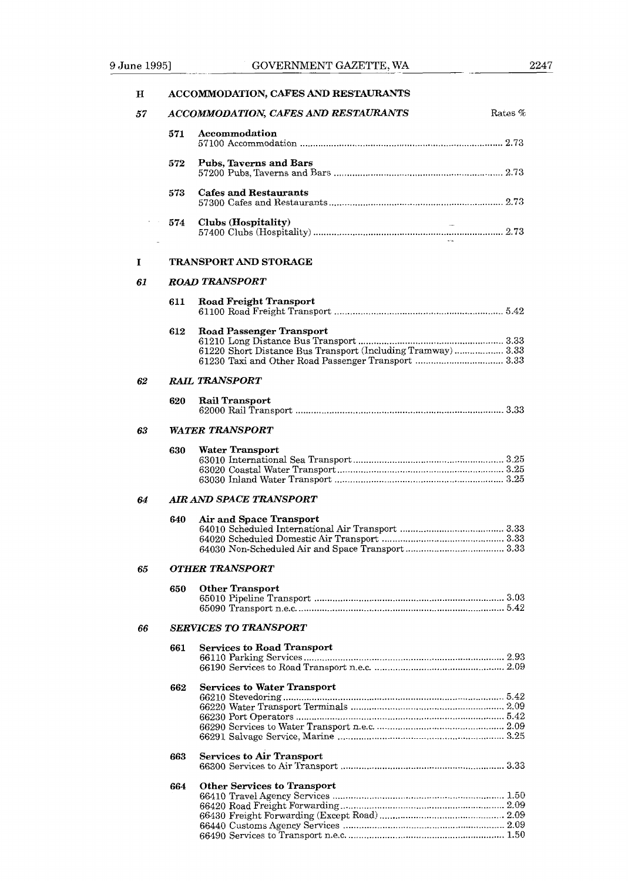## H ACCOMMODATION, CAFES AND RESTAURANTS

### *57 ACCOMMODATION, CAFES AND RESTAURANTS* — Rates %

**571 Accommodation**
57100 Accommodation .......... 2.73

**572 Pubs, Taverns and Bars**
57200 Pubs, Taverns and Bars .......... 2.73

**573 Cafes and Restaurants**
57300 Cafes and Restaurants .......... 2.73

**574 Clubs (Hospitality)**
57400 Clubs (Hospitality) .......... 2.73

## I TRANSPORT AND STORAGE

### *61 ROAD TRANSPORT*

**611 Road Freight Transport**
61100 Road Freight Transport .......... 5.42

**612 Road Passenger Transport**
61210 Long Distance Bus Transport .......... 3.33
61220 Short Distance Bus Transport (Including Tramway) .......... 3.33
61230 Taxi and Other Road Passenger Transport .......... 3.33

### *62 RAIL TRANSPORT*

**620 Rail Transport**
62000 Rail Transport .......... 3.33

### *63 WATER TRANSPORT*

**630 Water Transport**
63010 International Sea Transport .......... 3.25
63020 Coastal Water Transport .......... 3.25
63030 Inland Water Transport .......... 3.25

### *64 AIR AND SPACE TRANSPORT*

**640 Air and Space Transport**
64010 Scheduled International Air Transport .......... 3.33
64020 Scheduled Domestic Air Transport .......... 3.33
64030 Non-Scheduled Air and Space Transport .......... 3.33

### *65 OTHER TRANSPORT*

**650 Other Transport**
65010 Pipeline Transport .......... 3.03
65090 Transport n.e.c. .......... 5.42

### *66 SERVICES TO TRANSPORT*

**661 Services to Road Transport**
66110 Parking Services .......... 2.93
66190 Services to Road Transport n.e.c. .......... 2.09

**662 Services to Water Transport**
66210 Stevedoring .......... 5.42
66220 Water Transport Terminals .......... 2.09
66230 Port Operators .......... 5.42
66290 Services to Water Transport n.e.c. .......... 2.09
66291 Salvage Service, Marine .......... 3.25

**663 Services to Air Transport**
66300 Services to Air Transport .......... 3.33

**664 Other Services to Transport**
66410 Travel Agency Services .......... 1.50
66420 Road Freight Forwarding .......... 2.09
66430 Freight Forwarding (Except Road) .......... 2.09
66440 Customs Agency Services .......... 2.09
66490 Services to Transport n.e.c. .......... 1.50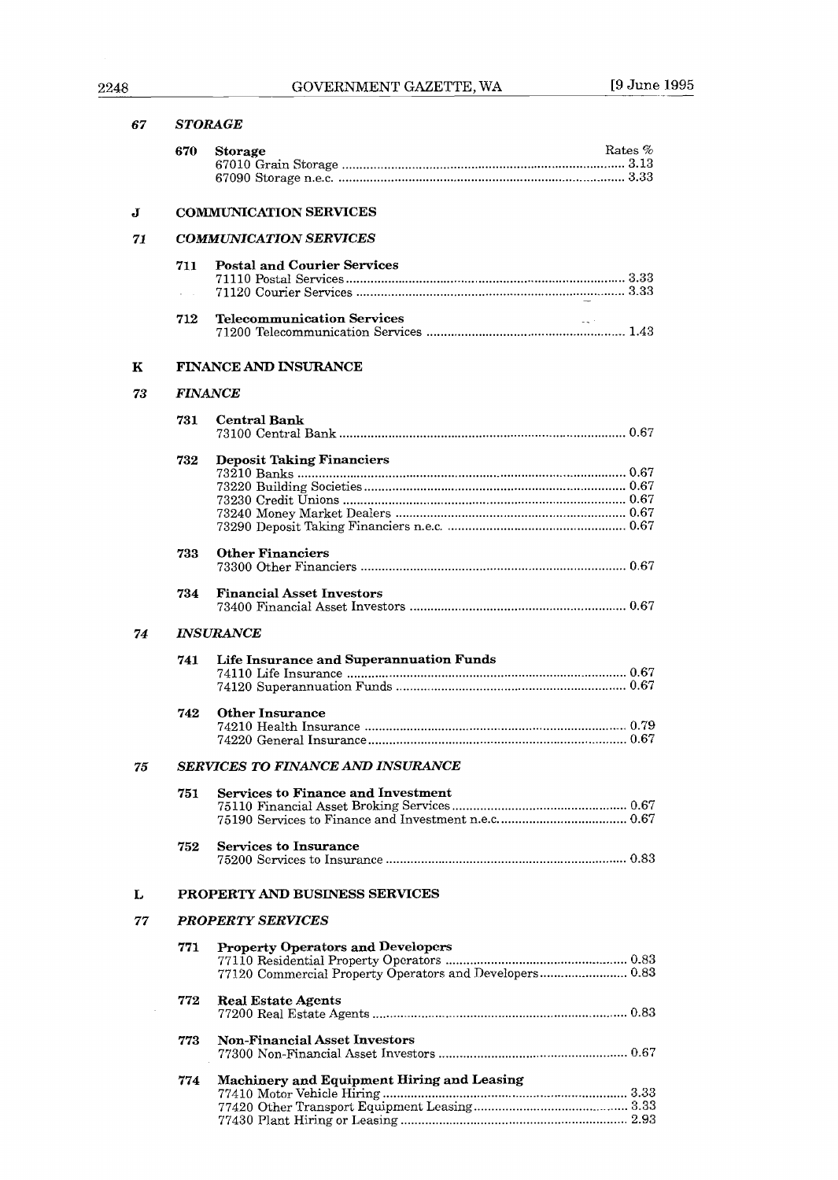## 67 *STORAGE*

### 670 Storage

| | Rates % |
|---|---|
| 67010 Grain Storage | 3.13 |
| 67090 Storage n.e.c. | 3.33 |

# J COMMUNICATION SERVICES

## 71 *COMMUNICATION SERVICES*

### 711 Postal and Courier Services

| | |
|---|---|
| 71110 Postal Services | 3.33 |
| 71120 Courier Services | 3.33 |

### 712 Telecommunication Services

| | |
|---|---|
| 71200 Telecommunication Services | 1.43 |

# K FINANCE AND INSURANCE

## 73 *FINANCE*

### 731 Central Bank

| | |
|---|---|
| 73100 Central Bank | 0.67 |

### 732 Deposit Taking Financiers

| | |
|---|---|
| 73210 Banks | 0.67 |
| 73220 Building Societies | 0.67 |
| 73230 Credit Unions | 0.67 |
| 73240 Money Market Dealers | 0.67 |
| 73290 Deposit Taking Financiers n.e.c. | 0.67 |

### 733 Other Financiers

| | |
|---|---|
| 73300 Other Financiers | 0.67 |

### 734 Financial Asset Investors

| | |
|---|---|
| 73400 Financial Asset Investors | 0.67 |

## 74 *INSURANCE*

### 741 Life Insurance and Superannuation Funds

| | |
|---|---|
| 74110 Life Insurance | 0.67 |
| 74120 Superannuation Funds | 0.67 |

### 742 Other Insurance

| | |
|---|---|
| 74210 Health Insurance | 0.79 |
| 74220 General Insurance | 0.67 |

## 75 *SERVICES TO FINANCE AND INSURANCE*

### 751 Services to Finance and Investment

| | |
|---|---|
| 75110 Financial Asset Broking Services | 0.67 |
| 75190 Services to Finance and Investment n.e.c. | 0.67 |

### 752 Services to Insurance

| | |
|---|---|
| 75200 Services to Insurance | 0.83 |

# L PROPERTY AND BUSINESS SERVICES

## 77 *PROPERTY SERVICES*

### 771 Property Operators and Developers

| | |
|---|---|
| 77110 Residential Property Operators | 0.83 |
| 77120 Commercial Property Operators and Developers | 0.83 |

### 772 Real Estate Agents

| | |
|---|---|
| 77200 Real Estate Agents | 0.83 |

### 773 Non-Financial Asset Investors

| | |
|---|---|
| 77300 Non-Financial Asset Investors | 0.67 |

### 774 Machinery and Equipment Hiring and Leasing

| | |
|---|---|
| 77410 Motor Vehicle Hiring | 3.33 |
| 77420 Other Transport Equipment Leasing | 3.33 |
| 77430 Plant Hiring or Leasing | 2.93 |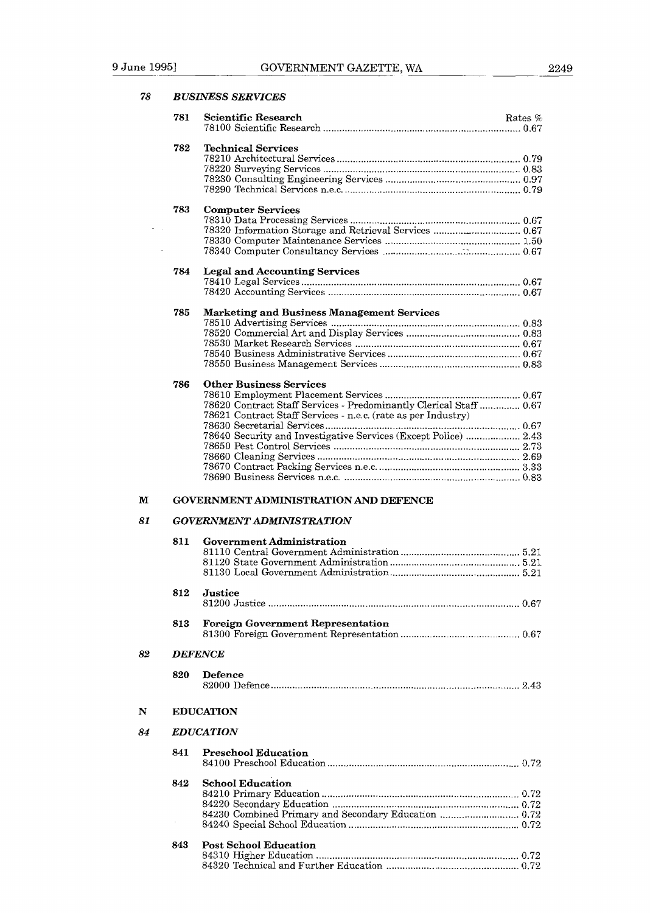## 78 *BUSINESS SERVICES*

### 781 Scientific Research

| | Rates % |
|---|---|
| 78100 Scientific Research | 0.67 |

### 782 Technical Services

| | |
|---|---|
| 78210 Architectural Services | 0.79 |
| 78220 Surveying Services | 0.83 |
| 78230 Consulting Engineering Services | 0.97 |
| 78290 Technical Services n.e.c. | 0.79 |

### 783 Computer Services

| | |
|---|---|
| 78310 Data Processing Services | 0.67 |
| 78320 Information Storage and Retrieval Services | 0.67 |
| 78330 Computer Maintenance Services | 1.50 |
| 78340 Computer Consultancy Services | 0.67 |

### 784 Legal and Accounting Services

| | |
|---|---|
| 78410 Legal Services | 0.67 |
| 78420 Accounting Services | 0.67 |

### 785 Marketing and Business Management Services

| | |
|---|---|
| 78510 Advertising Services | 0.83 |
| 78520 Commercial Art and Display Services | 0.83 |
| 78530 Market Research Services | 0.67 |
| 78540 Business Administrative Services | 0.67 |
| 78550 Business Management Services | 0.83 |

### 786 Other Business Services

| | |
|---|---|
| 78610 Employment Placement Services | 0.67 |
| 78620 Contract Staff Services - Predominantly Clerical Staff | 0.67 |
| 78621 Contract Staff Services - n.e.c. (rate as per Industry) | |
| 78630 Secretarial Services | 0.67 |
| 78640 Security and Investigative Services (Except Police) | 2.43 |
| 78650 Pest Control Services | 2.73 |
| 78660 Cleaning Services | 2.69 |
| 78670 Contract Packing Services n.e.c. | 3.33 |
| 78690 Business Services n.e.c. | 0.83 |

# M GOVERNMENT ADMINISTRATION AND DEFENCE

## 81 *GOVERNMENT ADMINISTRATION*

### 811 Government Administration

| | |
|---|---|
| 81110 Central Government Administration | 5.21 |
| 81120 State Government Administration | 5.21 |
| 81130 Local Government Administration | 5.21 |

### 812 Justice

| | |
|---|---|
| 81200 Justice | 0.67 |

### 813 Foreign Government Representation

| | |
|---|---|
| 81300 Foreign Government Representation | 0.67 |

## 82 *DEFENCE*

### 820 Defence

| | |
|---|---|
| 82000 Defence | 2.43 |

# N EDUCATION

## 84 *EDUCATION*

### 841 Preschool Education

| | |
|---|---|
| 84100 Preschool Education | 0.72 |

### 842 School Education

| | |
|---|---|
| 84210 Primary Education | 0.72 |
| 84220 Secondary Education | 0.72 |
| 84230 Combined Primary and Secondary Education | 0.72 |
| 84240 Special School Education | 0.72 |

### 843 Post School Education

| | |
|---|---|
| 84310 Higher Education | 0.72 |
| 84320 Technical and Further Education | 0.72 |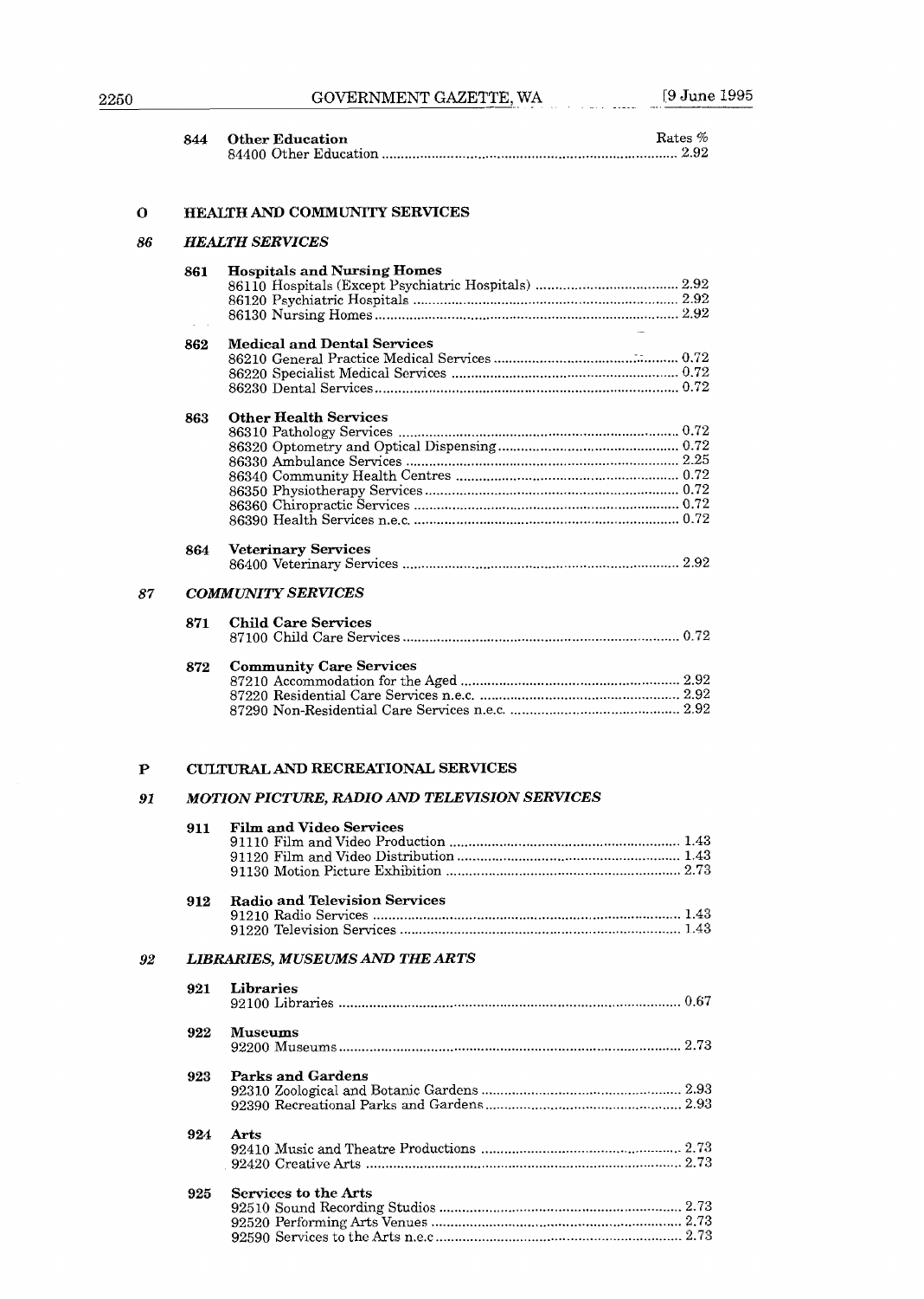**844 Other Education** — Rates %

| Code | Description | Rate % |
|---|---|---|
| 84400 | Other Education | 2.92 |

## O HEALTH AND COMMUNITY SERVICES

### *86 HEALTH SERVICES*

**861 Hospitals and Nursing Homes**

| Code | Description | Rate % |
|---|---|---|
| 86110 | Hospitals (Except Psychiatric Hospitals) | 2.92 |
| 86120 | Psychiatric Hospitals | 2.92 |
| 86130 | Nursing Homes | 2.92 |

**862 Medical and Dental Services**

| Code | Description | Rate % |
|---|---|---|
| 86210 | General Practice Medical Services | 0.72 |
| 86220 | Specialist Medical Services | 0.72 |
| 86230 | Dental Services | 0.72 |

**863 Other Health Services**

| Code | Description | Rate % |
|---|---|---|
| 86310 | Pathology Services | 0.72 |
| 86320 | Optometry and Optical Dispensing | 0.72 |
| 86330 | Ambulance Services | 2.25 |
| 86340 | Community Health Centres | 0.72 |
| 86350 | Physiotherapy Services | 0.72 |
| 86360 | Chiropractic Services | 0.72 |
| 86390 | Health Services n.e.c. | 0.72 |

**864 Veterinary Services**

| Code | Description | Rate % |
|---|---|---|
| 86400 | Veterinary Services | 2.92 |

### *87 COMMUNITY SERVICES*

**871 Child Care Services**

| Code | Description | Rate % |
|---|---|---|
| 87100 | Child Care Services | 0.72 |

**872 Community Care Services**

| Code | Description | Rate % |
|---|---|---|
| 87210 | Accommodation for the Aged | 2.92 |
| 87220 | Residential Care Services n.e.c. | 2.92 |
| 87290 | Non-Residential Care Services n.e.c. | 2.92 |

## P CULTURAL AND RECREATIONAL SERVICES

### *91 MOTION PICTURE, RADIO AND TELEVISION SERVICES*

**911 Film and Video Services**

| Code | Description | Rate % |
|---|---|---|
| 91110 | Film and Video Production | 1.43 |
| 91120 | Film and Video Distribution | 1.43 |
| 91130 | Motion Picture Exhibition | 2.73 |

**912 Radio and Television Services**

| Code | Description | Rate % |
|---|---|---|
| 91210 | Radio Services | 1.43 |
| 91220 | Television Services | 1.43 |

### *92 LIBRARIES, MUSEUMS AND THE ARTS*

**921 Libraries**

| Code | Description | Rate % |
|---|---|---|
| 92100 | Libraries | 0.67 |

**922 Museums**

| Code | Description | Rate % |
|---|---|---|
| 92200 | Museums | 2.73 |

**923 Parks and Gardens**

| Code | Description | Rate % |
|---|---|---|
| 92310 | Zoological and Botanic Gardens | 2.93 |
| 92390 | Recreational Parks and Gardens | 2.93 |

**924 Arts**

| Code | Description | Rate % |
|---|---|---|
| 92410 | Music and Theatre Productions | 2.73 |
| 92420 | Creative Arts | 2.73 |

**925 Services to the Arts**

| Code | Description | Rate % |
|---|---|---|
| 92510 | Sound Recording Studios | 2.73 |
| 92520 | Performing Arts Venues | 2.73 |
| 92590 | Services to the Arts n.e.c | 2.73 |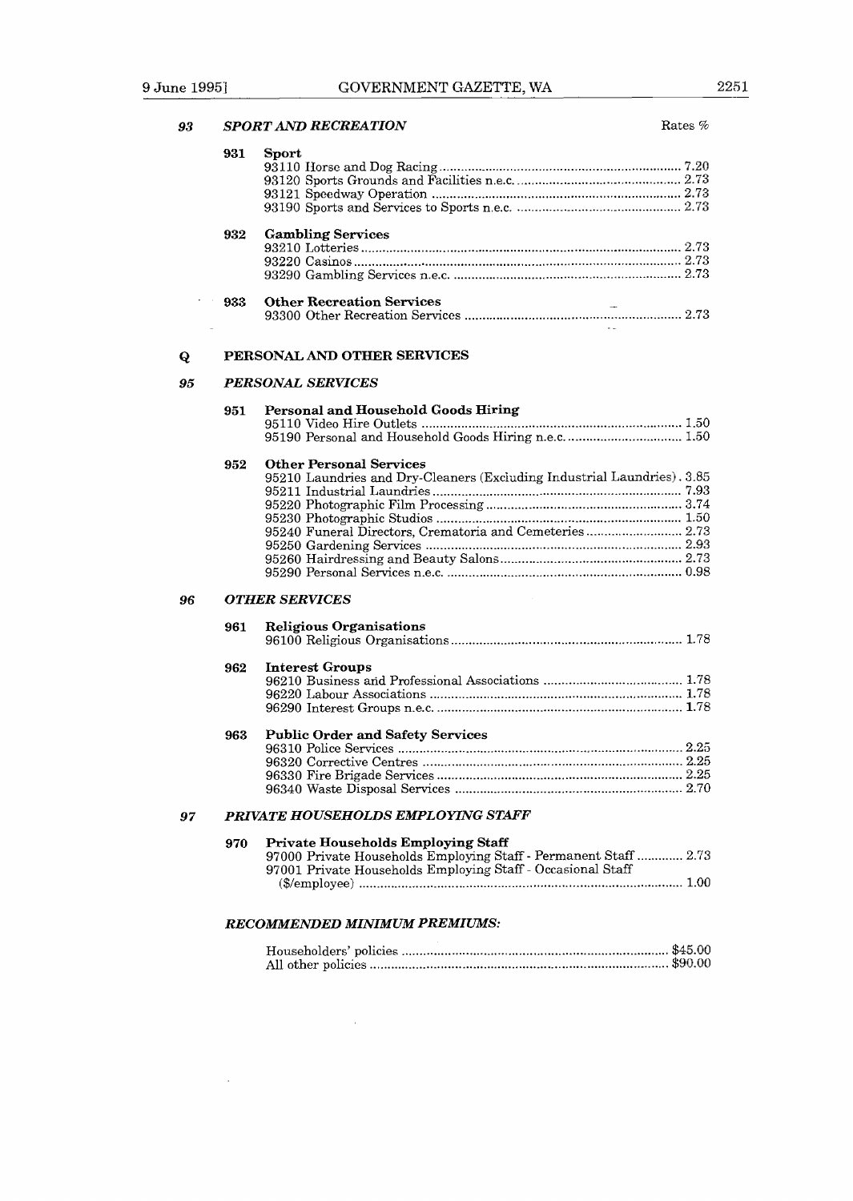## 93 SPORT AND RECREATION

Rates %

### 931 Sport

| | Rates % |
|---|---|
| 93110 Horse and Dog Racing | 7.20 |
| 93120 Sports Grounds and Facilities n.e.c. | 2.73 |
| 93121 Speedway Operation | 2.73 |
| 93190 Sports and Services to Sports n.e.c. | 2.73 |

### 932 Gambling Services

| | Rates % |
|---|---|
| 93210 Lotteries | 2.73 |
| 93220 Casinos | 2.73 |
| 93290 Gambling Services n.e.c. | 2.73 |

### 933 Other Recreation Services

| | Rates % |
|---|---|
| 93300 Other Recreation Services | 2.73 |

# Q PERSONAL AND OTHER SERVICES

## 95 PERSONAL SERVICES

### 951 Personal and Household Goods Hiring

| | Rates % |
|---|---|
| 95110 Video Hire Outlets | 1.50 |
| 95190 Personal and Household Goods Hiring n.e.c. | 1.50 |

### 952 Other Personal Services

| | Rates % |
|---|---|
| 95210 Laundries and Dry-Cleaners (Excluding Industrial Laundries) | 3.85 |
| 95211 Industrial Laundries | 7.93 |
| 95220 Photographic Film Processing | 3.74 |
| 95230 Photographic Studios | 1.50 |
| 95240 Funeral Directors, Crematoria and Cemeteries | 2.73 |
| 95250 Gardening Services | 2.93 |
| 95260 Hairdressing and Beauty Salons | 2.73 |
| 95290 Personal Services n.e.c. | 0.98 |

## 96 OTHER SERVICES

### 961 Religious Organisations

| | Rates % |
|---|---|
| 96100 Religious Organisations | 1.78 |

### 962 Interest Groups

| | Rates % |
|---|---|
| 96210 Business and Professional Associations | 1.78 |
| 96220 Labour Associations | 1.78 |
| 96290 Interest Groups n.e.c. | 1.78 |

### 963 Public Order and Safety Services

| | Rates % |
|---|---|
| 96310 Police Services | 2.25 |
| 96320 Corrective Centres | 2.25 |
| 96330 Fire Brigade Services | 2.25 |
| 96340 Waste Disposal Services | 2.70 |

## 97 PRIVATE HOUSEHOLDS EMPLOYING STAFF

### 970 Private Households Employing Staff

| | Rates % |
|---|---|
| 97000 Private Households Employing Staff - Permanent Staff | 2.73 |
| 97001 Private Households Employing Staff - Occasional Staff ($/employee) | 1.00 |

## RECOMMENDED MINIMUM PREMIUMS:

| | |
|---|---|
| Householders' policies | $45.00 |
| All other policies | $90.00 |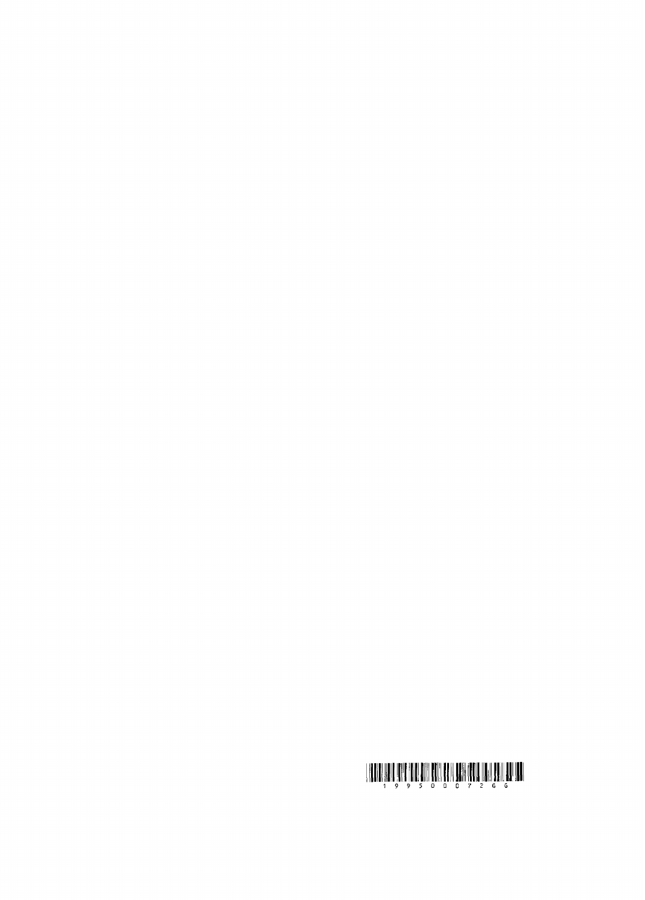1 9 9 5 0 0 0 7 2 6 6